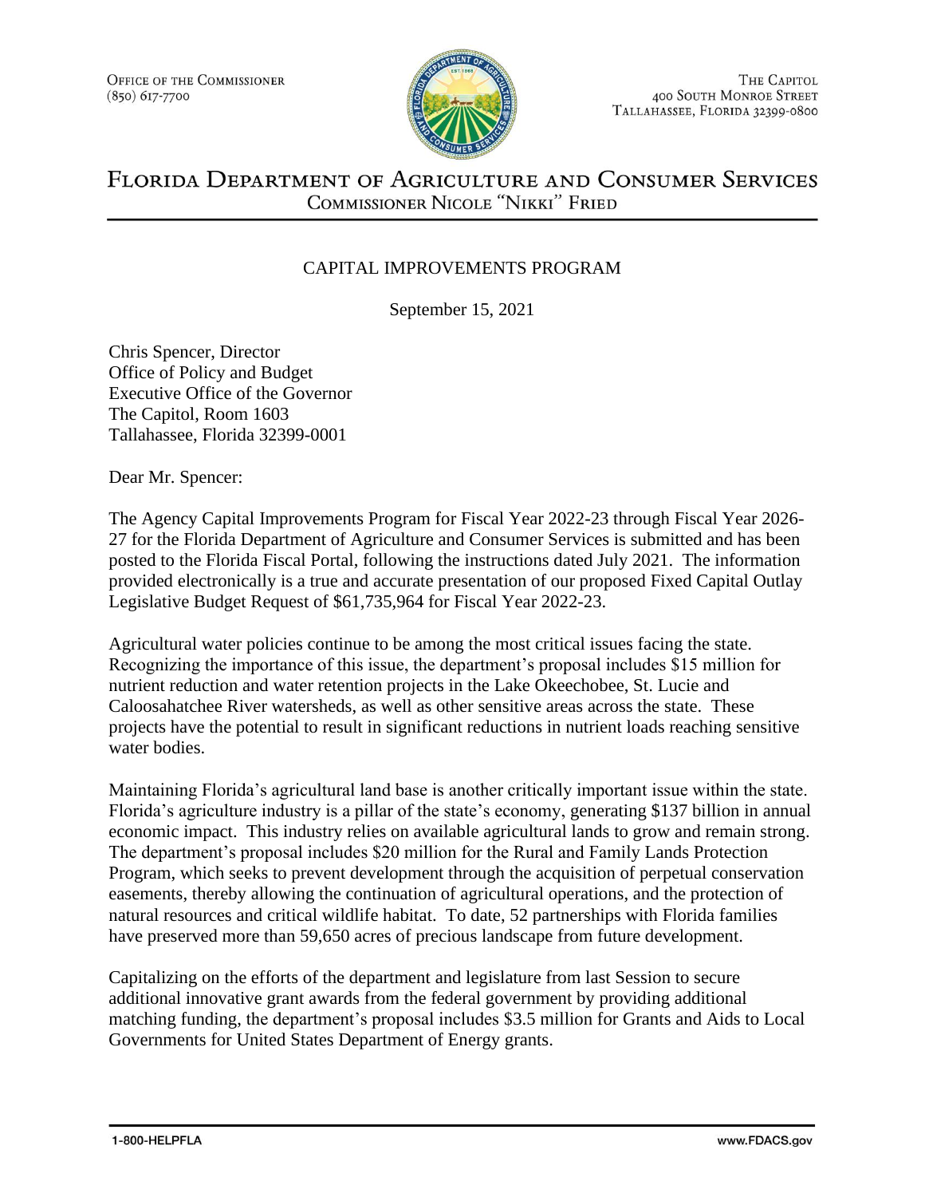Office of the Commissioner
(850) 617-7700

The Capitol
400 South Monroe Street
Tallahassee, Florida 32399-0800

# Florida Department of Agriculture and Consumer Services

Commissioner Nicole "Nikki" Fried

## CAPITAL IMPROVEMENTS PROGRAM

September 15, 2021

Chris Spencer, Director
Office of Policy and Budget
Executive Office of the Governor
The Capitol, Room 1603
Tallahassee, Florida 32399-0001

Dear Mr. Spencer:

The Agency Capital Improvements Program for Fiscal Year 2022-23 through Fiscal Year 2026-27 for the Florida Department of Agriculture and Consumer Services is submitted and has been posted to the Florida Fiscal Portal, following the instructions dated July 2021. The information provided electronically is a true and accurate presentation of our proposed Fixed Capital Outlay Legislative Budget Request of $61,735,964 for Fiscal Year 2022-23.

Agricultural water policies continue to be among the most critical issues facing the state. Recognizing the importance of this issue, the department's proposal includes $15 million for nutrient reduction and water retention projects in the Lake Okeechobee, St. Lucie and Caloosahatchee River watersheds, as well as other sensitive areas across the state. These projects have the potential to result in significant reductions in nutrient loads reaching sensitive water bodies.

Maintaining Florida's agricultural land base is another critically important issue within the state. Florida's agriculture industry is a pillar of the state's economy, generating $137 billion in annual economic impact. This industry relies on available agricultural lands to grow and remain strong. The department's proposal includes $20 million for the Rural and Family Lands Protection Program, which seeks to prevent development through the acquisition of perpetual conservation easements, thereby allowing the continuation of agricultural operations, and the protection of natural resources and critical wildlife habitat. To date, 52 partnerships with Florida families have preserved more than 59,650 acres of precious landscape from future development.

Capitalizing on the efforts of the department and legislature from last Session to secure additional innovative grant awards from the federal government by providing additional matching funding, the department's proposal includes $3.5 million for Grants and Aids to Local Governments for United States Department of Energy grants.

1-800-HELPFLA www.FDACS.gov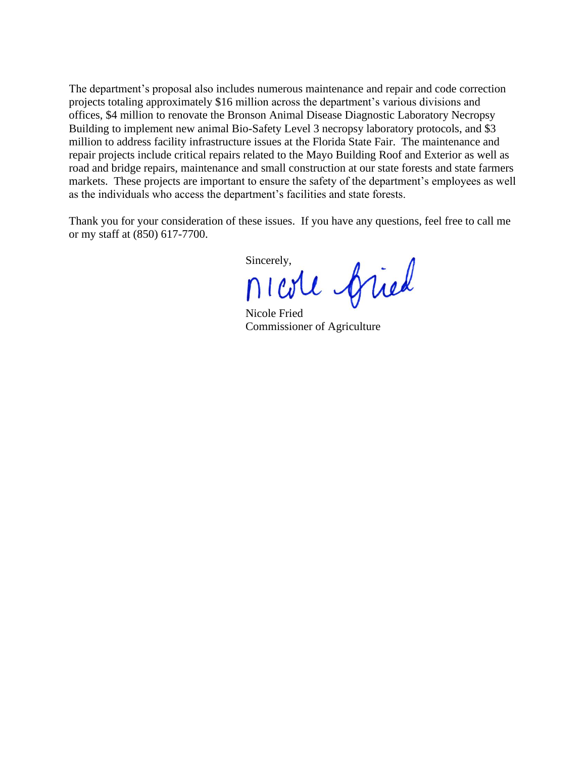The department's proposal also includes numerous maintenance and repair and code correction projects totaling approximately $16 million across the department's various divisions and offices, $4 million to renovate the Bronson Animal Disease Diagnostic Laboratory Necropsy Building to implement new animal Bio-Safety Level 3 necropsy laboratory protocols, and $3 million to address facility infrastructure issues at the Florida State Fair. The maintenance and repair projects include critical repairs related to the Mayo Building Roof and Exterior as well as road and bridge repairs, maintenance and small construction at our state forests and state farmers markets. These projects are important to ensure the safety of the department's employees as well as the individuals who access the department's facilities and state forests.

Thank you for your consideration of these issues. If you have any questions, feel free to call me or my staff at (850) 617-7700.

Sincerely,

Nicole Fried

Nicole Fried
Commissioner of Agriculture